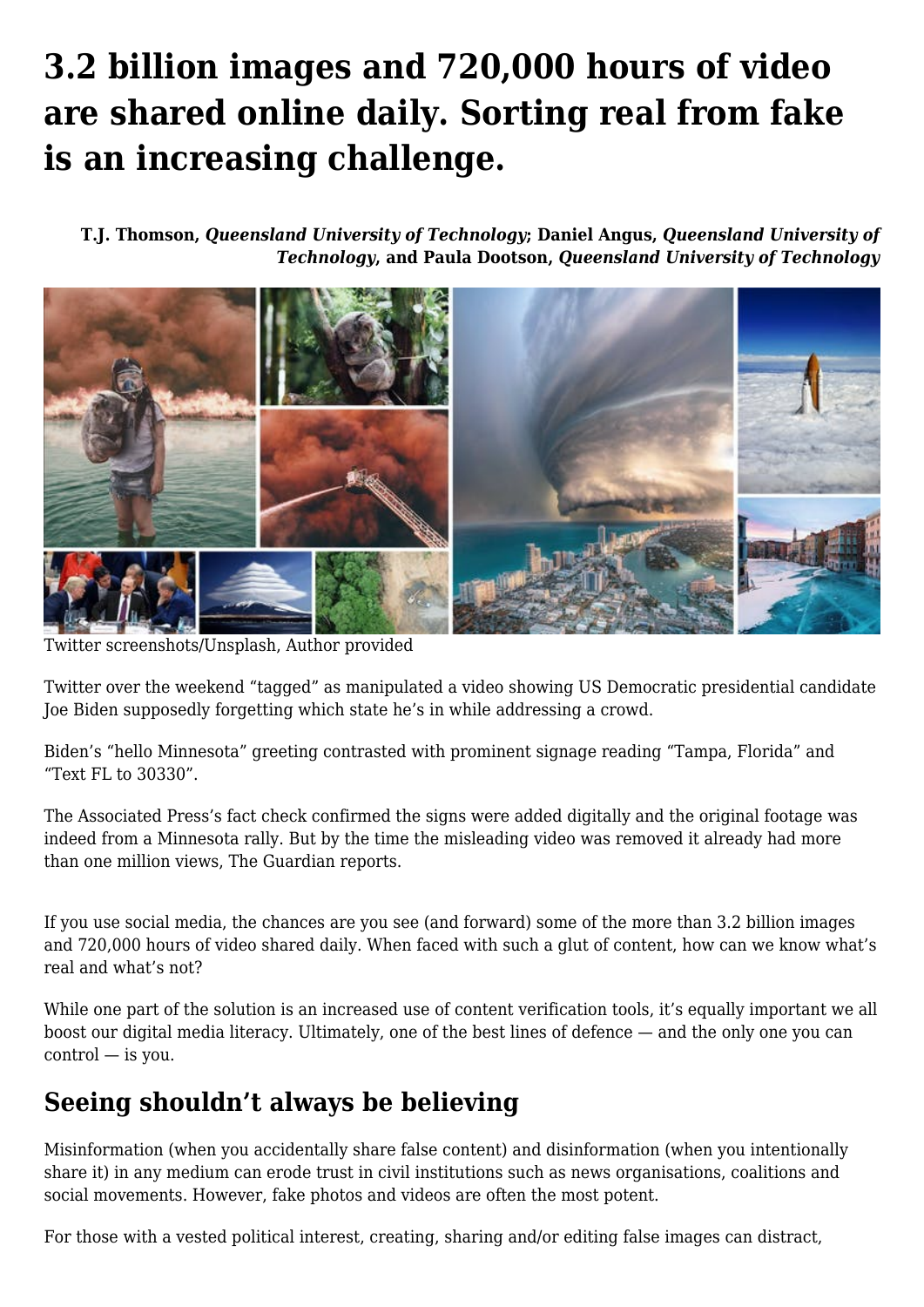# 3.2 billion images and 720,000 hours of video are shared online daily. Sorting real from fake is an increasing challenge.

**T.J. Thomson,** ***Queensland University of Technology*****; Daniel Angus,** ***Queensland University of Technology*****, and Paula Dootson,** ***Queensland University of Technology***

Twitter screenshots/Unsplash, Author provided

Twitter over the weekend "tagged" as manipulated a video showing US Democratic presidential candidate Joe Biden supposedly forgetting which state he's in while addressing a crowd.

Biden's "hello Minnesota" greeting contrasted with prominent signage reading "Tampa, Florida" and "Text FL to 30330".

The Associated Press's fact check confirmed the signs were added digitally and the original footage was indeed from a Minnesota rally. But by the time the misleading video was removed it already had more than one million views, The Guardian reports.

If you use social media, the chances are you see (and forward) some of the more than 3.2 billion images and 720,000 hours of video shared daily. When faced with such a glut of content, how can we know what's real and what's not?

While one part of the solution is an increased use of content verification tools, it's equally important we all boost our digital media literacy. Ultimately, one of the best lines of defence — and the only one you can control — is you.

## Seeing shouldn't always be believing

Misinformation (when you accidentally share false content) and disinformation (when you intentionally share it) in any medium can erode trust in civil institutions such as news organisations, coalitions and social movements. However, fake photos and videos are often the most potent.

For those with a vested political interest, creating, sharing and/or editing false images can distract,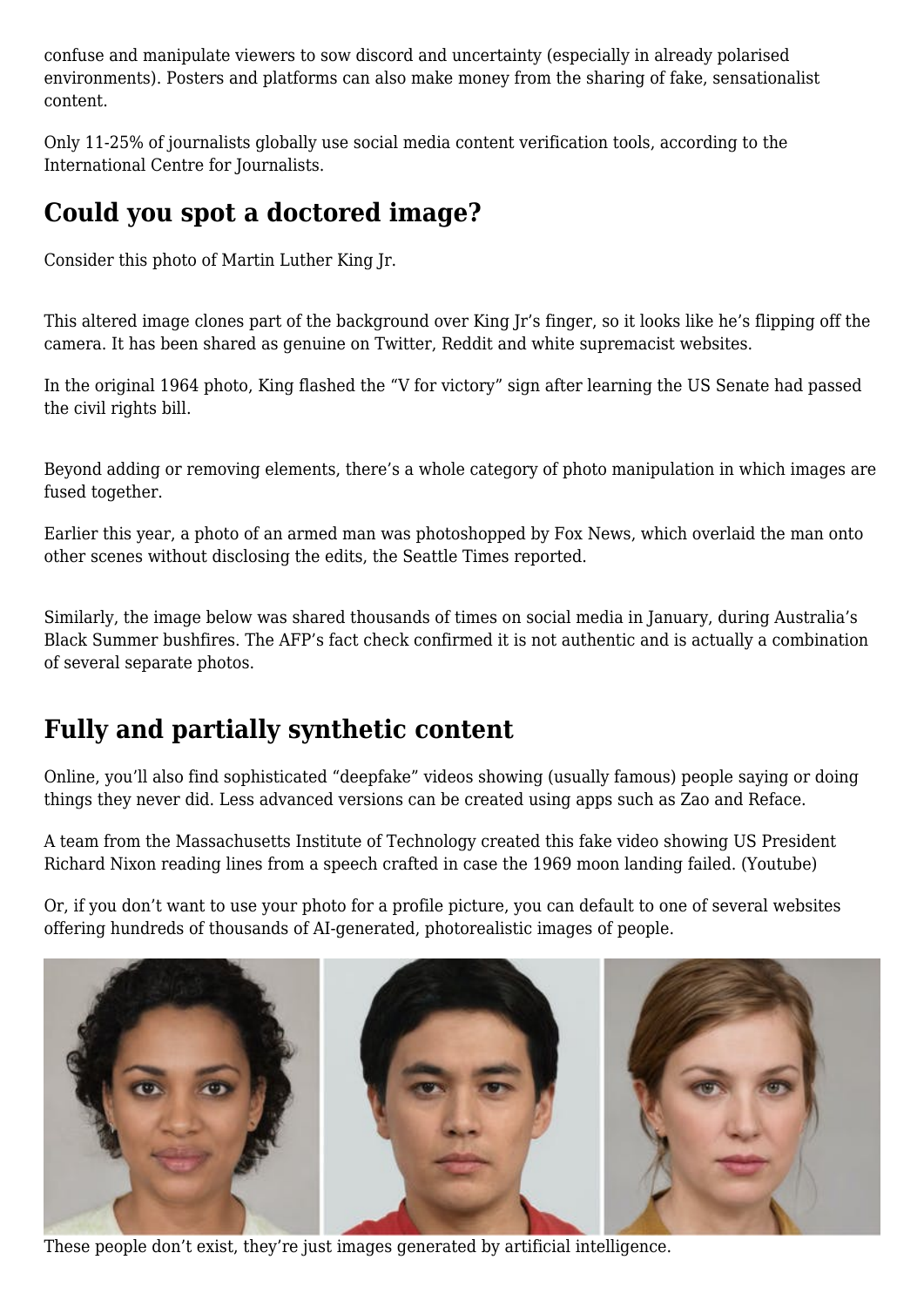confuse and manipulate viewers to sow discord and uncertainty (especially in already polarised environments). Posters and platforms can also make money from the sharing of fake, sensationalist content.

Only 11-25% of journalists globally use social media content verification tools, according to the International Centre for Journalists.

## Could you spot a doctored image?

Consider this photo of Martin Luther King Jr.

This altered image clones part of the background over King Jr's finger, so it looks like he's flipping off the camera. It has been shared as genuine on Twitter, Reddit and white supremacist websites.

In the original 1964 photo, King flashed the "V for victory" sign after learning the US Senate had passed the civil rights bill.

Beyond adding or removing elements, there's a whole category of photo manipulation in which images are fused together.

Earlier this year, a photo of an armed man was photoshopped by Fox News, which overlaid the man onto other scenes without disclosing the edits, the Seattle Times reported.

Similarly, the image below was shared thousands of times on social media in January, during Australia's Black Summer bushfires. The AFP's fact check confirmed it is not authentic and is actually a combination of several separate photos.

## Fully and partially synthetic content

Online, you'll also find sophisticated "deepfake" videos showing (usually famous) people saying or doing things they never did. Less advanced versions can be created using apps such as Zao and Reface.

A team from the Massachusetts Institute of Technology created this fake video showing US President Richard Nixon reading lines from a speech crafted in case the 1969 moon landing failed. (Youtube)

Or, if you don't want to use your photo for a profile picture, you can default to one of several websites offering hundreds of thousands of AI-generated, photorealistic images of people.

These people don't exist, they're just images generated by artificial intelligence.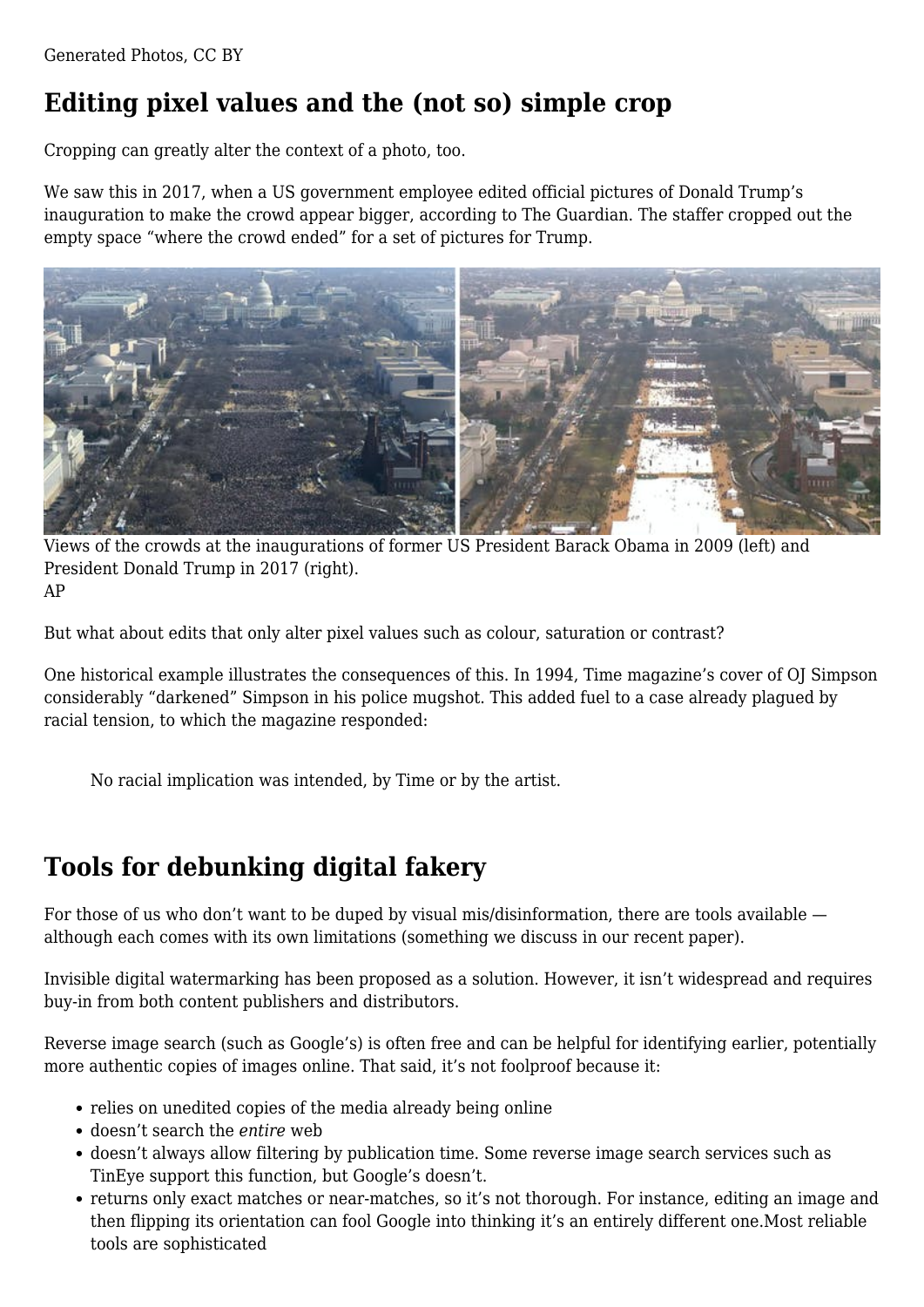Generated Photos, CC BY

## Editing pixel values and the (not so) simple crop

Cropping can greatly alter the context of a photo, too.

We saw this in 2017, when a US government employee edited official pictures of Donald Trump's inauguration to make the crowd appear bigger, according to The Guardian. The staffer cropped out the empty space "where the crowd ended" for a set of pictures for Trump.

Views of the crowds at the inaugurations of former US President Barack Obama in 2009 (left) and President Donald Trump in 2017 (right).
AP

But what about edits that only alter pixel values such as colour, saturation or contrast?

One historical example illustrates the consequences of this. In 1994, Time magazine's cover of OJ Simpson considerably "darkened" Simpson in his police mugshot. This added fuel to a case already plagued by racial tension, to which the magazine responded:

> No racial implication was intended, by Time or by the artist.

## Tools for debunking digital fakery

For those of us who don't want to be duped by visual mis/disinformation, there are tools available — although each comes with its own limitations (something we discuss in our recent paper).

Invisible digital watermarking has been proposed as a solution. However, it isn't widespread and requires buy-in from both content publishers and distributors.

Reverse image search (such as Google's) is often free and can be helpful for identifying earlier, potentially more authentic copies of images online. That said, it's not foolproof because it:

- relies on unedited copies of the media already being online
- doesn't search the *entire* web
- doesn't always allow filtering by publication time. Some reverse image search services such as TinEye support this function, but Google's doesn't.
- returns only exact matches or near-matches, so it's not thorough. For instance, editing an image and then flipping its orientation can fool Google into thinking it's an entirely different one.Most reliable tools are sophisticated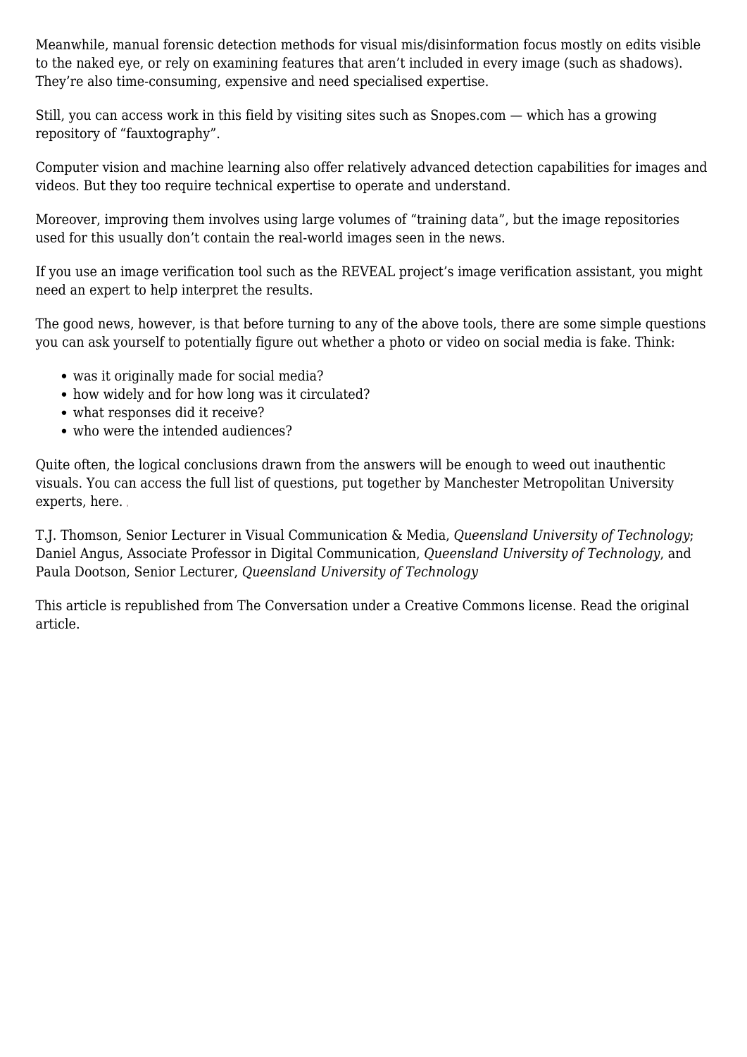Meanwhile, manual forensic detection methods for visual mis/disinformation focus mostly on edits visible to the naked eye, or rely on examining features that aren't included in every image (such as shadows). They're also time-consuming, expensive and need specialised expertise.

Still, you can access work in this field by visiting sites such as Snopes.com — which has a growing repository of "fauxtography".

Computer vision and machine learning also offer relatively advanced detection capabilities for images and videos. But they too require technical expertise to operate and understand.

Moreover, improving them involves using large volumes of "training data", but the image repositories used for this usually don't contain the real-world images seen in the news.

If you use an image verification tool such as the REVEAL project's image verification assistant, you might need an expert to help interpret the results.

The good news, however, is that before turning to any of the above tools, there are some simple questions you can ask yourself to potentially figure out whether a photo or video on social media is fake. Think:

- was it originally made for social media?
- how widely and for how long was it circulated?
- what responses did it receive?
- who were the intended audiences?

Quite often, the logical conclusions drawn from the answers will be enough to weed out inauthentic visuals. You can access the full list of questions, put together by Manchester Metropolitan University experts, here.

T.J. Thomson, Senior Lecturer in Visual Communication & Media, *Queensland University of Technology*; Daniel Angus, Associate Professor in Digital Communication, *Queensland University of Technology*, and Paula Dootson, Senior Lecturer, *Queensland University of Technology*

This article is republished from The Conversation under a Creative Commons license. Read the original article.